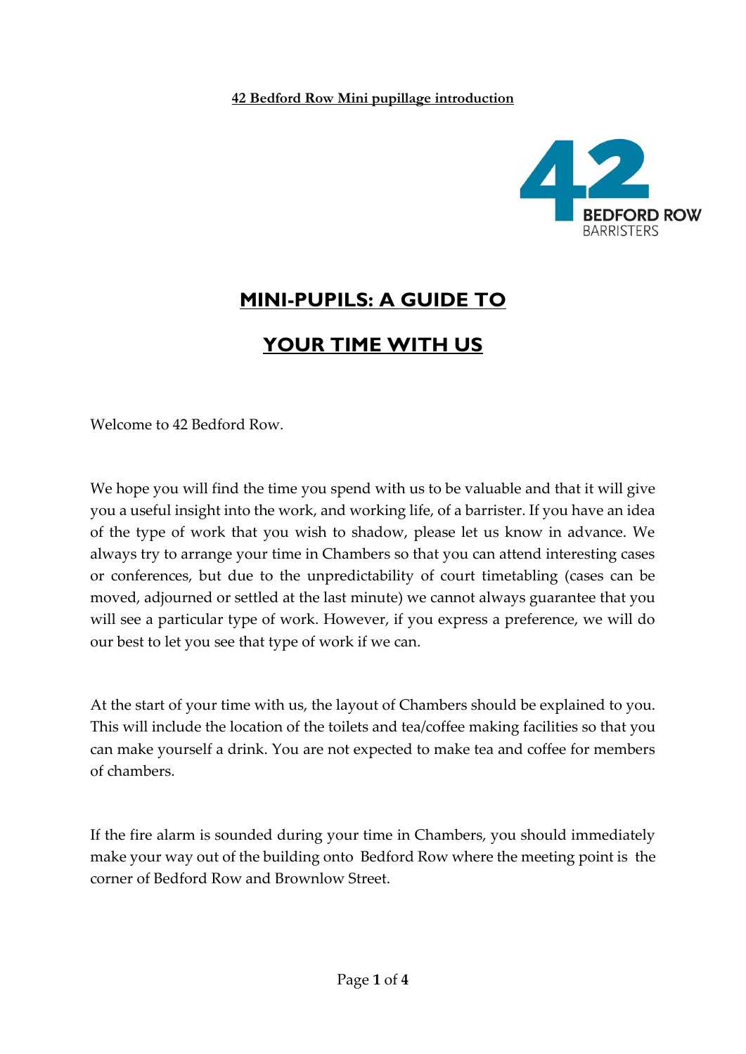**42 Bedford Row Mini pupillage introduction**

# MINI-PUPILS: A GUIDE TO YOUR TIME WITH US

Welcome to 42 Bedford Row.

We hope you will find the time you spend with us to be valuable and that it will give you a useful insight into the work, and working life, of a barrister. If you have an idea of the type of work that you wish to shadow, please let us know in advance. We always try to arrange your time in Chambers so that you can attend interesting cases or conferences, but due to the unpredictability of court timetabling (cases can be moved, adjourned or settled at the last minute) we cannot always guarantee that you will see a particular type of work. However, if you express a preference, we will do our best to let you see that type of work if we can.

At the start of your time with us, the layout of Chambers should be explained to you. This will include the location of the toilets and tea/coffee making facilities so that you can make yourself a drink. You are not expected to make tea and coffee for members of chambers.

If the fire alarm is sounded during your time in Chambers, you should immediately make your way out of the building onto Bedford Row where the meeting point is the corner of Bedford Row and Brownlow Street.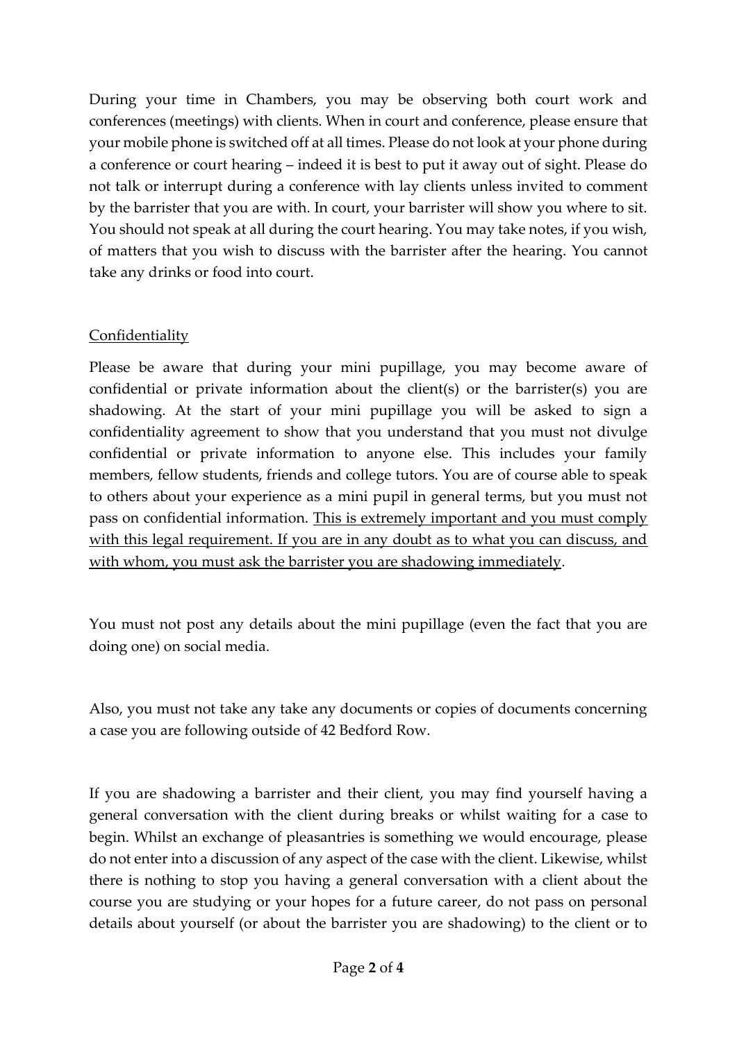During your time in Chambers, you may be observing both court work and conferences (meetings) with clients. When in court and conference, please ensure that your mobile phone is switched off at all times. Please do not look at your phone during a conference or court hearing – indeed it is best to put it away out of sight. Please do not talk or interrupt during a conference with lay clients unless invited to comment by the barrister that you are with. In court, your barrister will show you where to sit. You should not speak at all during the court hearing. You may take notes, if you wish, of matters that you wish to discuss with the barrister after the hearing. You cannot take any drinks or food into court.

<u>Confidentiality</u>

Please be aware that during your mini pupillage, you may become aware of confidential or private information about the client(s) or the barrister(s) you are shadowing. At the start of your mini pupillage you will be asked to sign a confidentiality agreement to show that you understand that you must not divulge confidential or private information to anyone else. This includes your family members, fellow students, friends and college tutors. You are of course able to speak to others about your experience as a mini pupil in general terms, but you must not pass on confidential information. <u>This is extremely important and you must comply with this legal requirement. If you are in any doubt as to what you can discuss, and with whom, you must ask the barrister you are shadowing immediately</u>.

You must not post any details about the mini pupillage (even the fact that you are doing one) on social media.

Also, you must not take any take any documents or copies of documents concerning a case you are following outside of 42 Bedford Row.

If you are shadowing a barrister and their client, you may find yourself having a general conversation with the client during breaks or whilst waiting for a case to begin. Whilst an exchange of pleasantries is something we would encourage, please do not enter into a discussion of any aspect of the case with the client. Likewise, whilst there is nothing to stop you having a general conversation with a client about the course you are studying or your hopes for a future career, do not pass on personal details about yourself (or about the barrister you are shadowing) to the client or to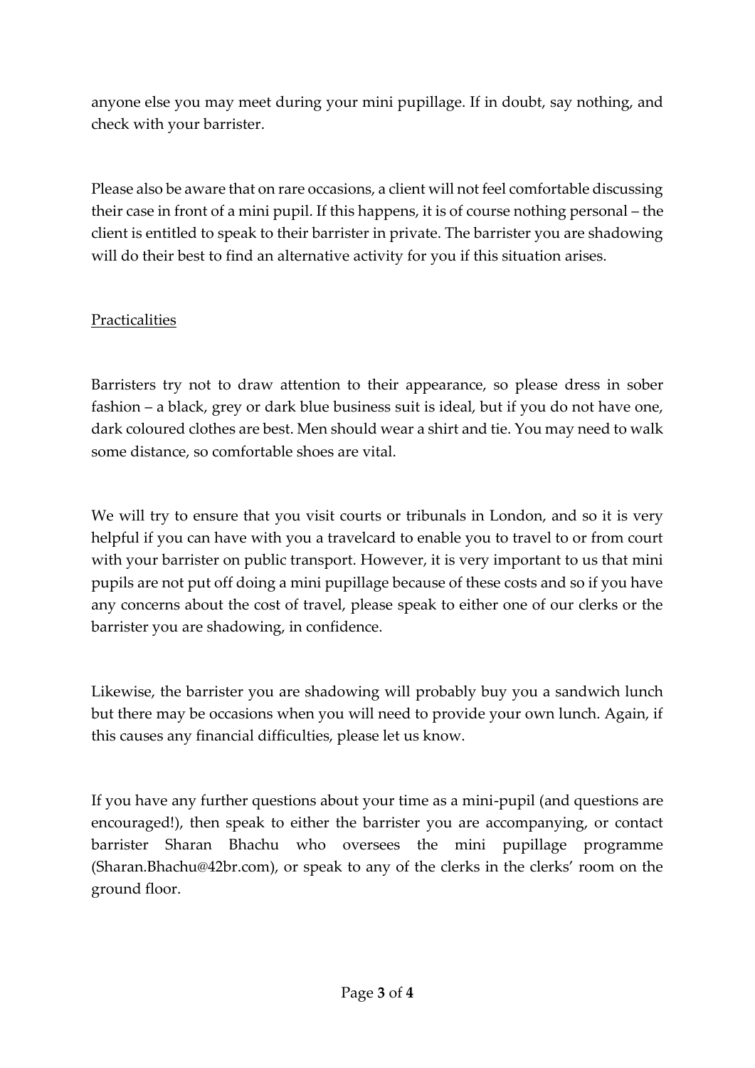anyone else you may meet during your mini pupillage. If in doubt, say nothing, and check with your barrister.

Please also be aware that on rare occasions, a client will not feel comfortable discussing their case in front of a mini pupil. If this happens, it is of course nothing personal – the client is entitled to speak to their barrister in private. The barrister you are shadowing will do their best to find an alternative activity for you if this situation arises.

## Practicalities

Barristers try not to draw attention to their appearance, so please dress in sober fashion – a black, grey or dark blue business suit is ideal, but if you do not have one, dark coloured clothes are best. Men should wear a shirt and tie. You may need to walk some distance, so comfortable shoes are vital.

We will try to ensure that you visit courts or tribunals in London, and so it is very helpful if you can have with you a travelcard to enable you to travel to or from court with your barrister on public transport. However, it is very important to us that mini pupils are not put off doing a mini pupillage because of these costs and so if you have any concerns about the cost of travel, please speak to either one of our clerks or the barrister you are shadowing, in confidence.

Likewise, the barrister you are shadowing will probably buy you a sandwich lunch but there may be occasions when you will need to provide your own lunch. Again, if this causes any financial difficulties, please let us know.

If you have any further questions about your time as a mini-pupil (and questions are encouraged!), then speak to either the barrister you are accompanying, or contact barrister Sharan Bhachu who oversees the mini pupillage programme (Sharan.Bhachu@42br.com), or speak to any of the clerks in the clerks' room on the ground floor.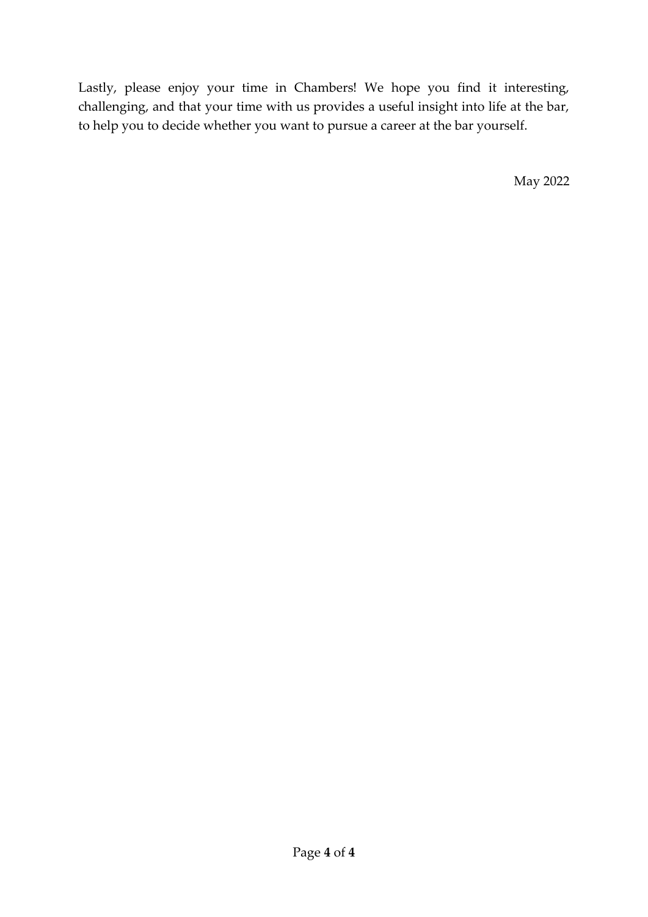Lastly, please enjoy your time in Chambers! We hope you find it interesting, challenging, and that your time with us provides a useful insight into life at the bar, to help you to decide whether you want to pursue a career at the bar yourself.

May 2022